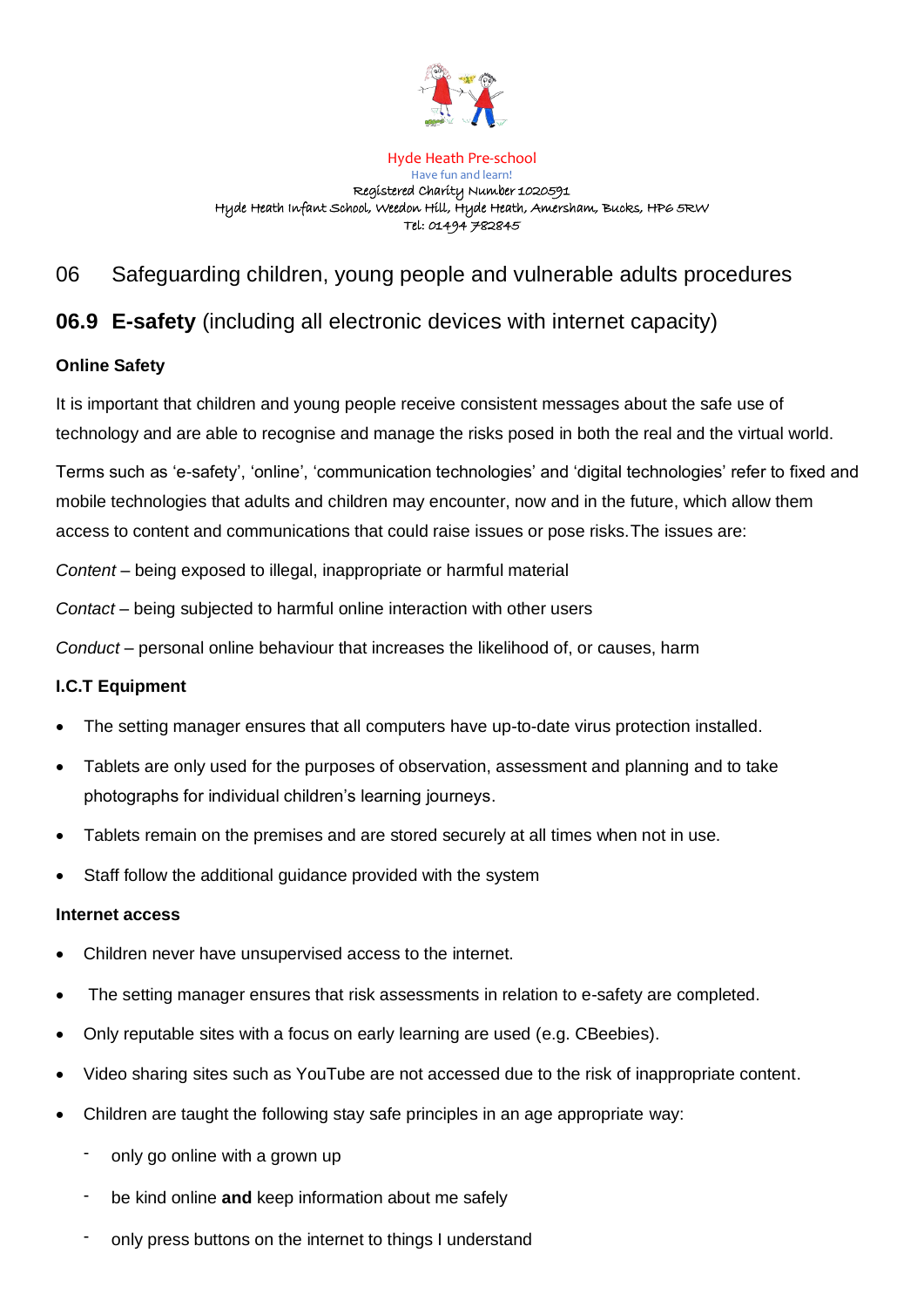Hyde Heath Pre-school

Have fun and learn!

Registered Charity Number 1020591

Hyde Heath Infant School, Weedon Hill, Hyde Heath, Amersham, Bucks, HP6 5RW

Tel: 01494 782845

# 06 Safeguarding children, young people and vulnerable adults procedures

## 06.9 E-safety (including all electronic devices with internet capacity)

### Online Safety

It is important that children and young people receive consistent messages about the safe use of technology and are able to recognise and manage the risks posed in both the real and the virtual world.

Terms such as 'e-safety', 'online', 'communication technologies' and 'digital technologies' refer to fixed and mobile technologies that adults and children may encounter, now and in the future, which allow them access to content and communications that could raise issues or pose risks. The issues are:

*Content* – being exposed to illegal, inappropriate or harmful material

*Contact* – being subjected to harmful online interaction with other users

*Conduct* – personal online behaviour that increases the likelihood of, or causes, harm

### I.C.T Equipment

- The setting manager ensures that all computers have up-to-date virus protection installed.
- Tablets are only used for the purposes of observation, assessment and planning and to take photographs for individual children's learning journeys.
- Tablets remain on the premises and are stored securely at all times when not in use.
- Staff follow the additional guidance provided with the system

### Internet access

- Children never have unsupervised access to the internet.
- The setting manager ensures that risk assessments in relation to e-safety are completed.
- Only reputable sites with a focus on early learning are used (e.g. CBeebies).
- Video sharing sites such as YouTube are not accessed due to the risk of inappropriate content.
- Children are taught the following stay safe principles in an age appropriate way:
  - only go online with a grown up
  - be kind online **and** keep information about me safely
  - only press buttons on the internet to things I understand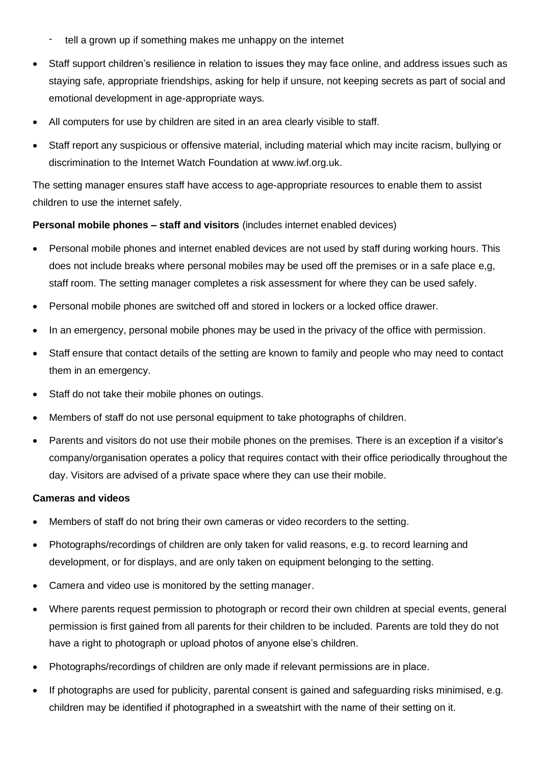- tell a grown up if something makes me unhappy on the internet

- Staff support children's resilience in relation to issues they may face online, and address issues such as staying safe, appropriate friendships, asking for help if unsure, not keeping secrets as part of social and emotional development in age-appropriate ways.
- All computers for use by children are sited in an area clearly visible to staff.
- Staff report any suspicious or offensive material, including material which may incite racism, bullying or discrimination to the Internet Watch Foundation at www.iwf.org.uk.

The setting manager ensures staff have access to age-appropriate resources to enable them to assist children to use the internet safely.

**Personal mobile phones – staff and visitors** (includes internet enabled devices)

- Personal mobile phones and internet enabled devices are not used by staff during working hours. This does not include breaks where personal mobiles may be used off the premises or in a safe place e,g, staff room. The setting manager completes a risk assessment for where they can be used safely.
- Personal mobile phones are switched off and stored in lockers or a locked office drawer.
- In an emergency, personal mobile phones may be used in the privacy of the office with permission.
- Staff ensure that contact details of the setting are known to family and people who may need to contact them in an emergency.
- Staff do not take their mobile phones on outings.
- Members of staff do not use personal equipment to take photographs of children.
- Parents and visitors do not use their mobile phones on the premises. There is an exception if a visitor's company/organisation operates a policy that requires contact with their office periodically throughout the day. Visitors are advised of a private space where they can use their mobile.

**Cameras and videos**

- Members of staff do not bring their own cameras or video recorders to the setting.
- Photographs/recordings of children are only taken for valid reasons, e.g. to record learning and development, or for displays, and are only taken on equipment belonging to the setting.
- Camera and video use is monitored by the setting manager.
- Where parents request permission to photograph or record their own children at special events, general permission is first gained from all parents for their children to be included. Parents are told they do not have a right to photograph or upload photos of anyone else's children.
- Photographs/recordings of children are only made if relevant permissions are in place.
- If photographs are used for publicity, parental consent is gained and safeguarding risks minimised, e.g. children may be identified if photographed in a sweatshirt with the name of their setting on it.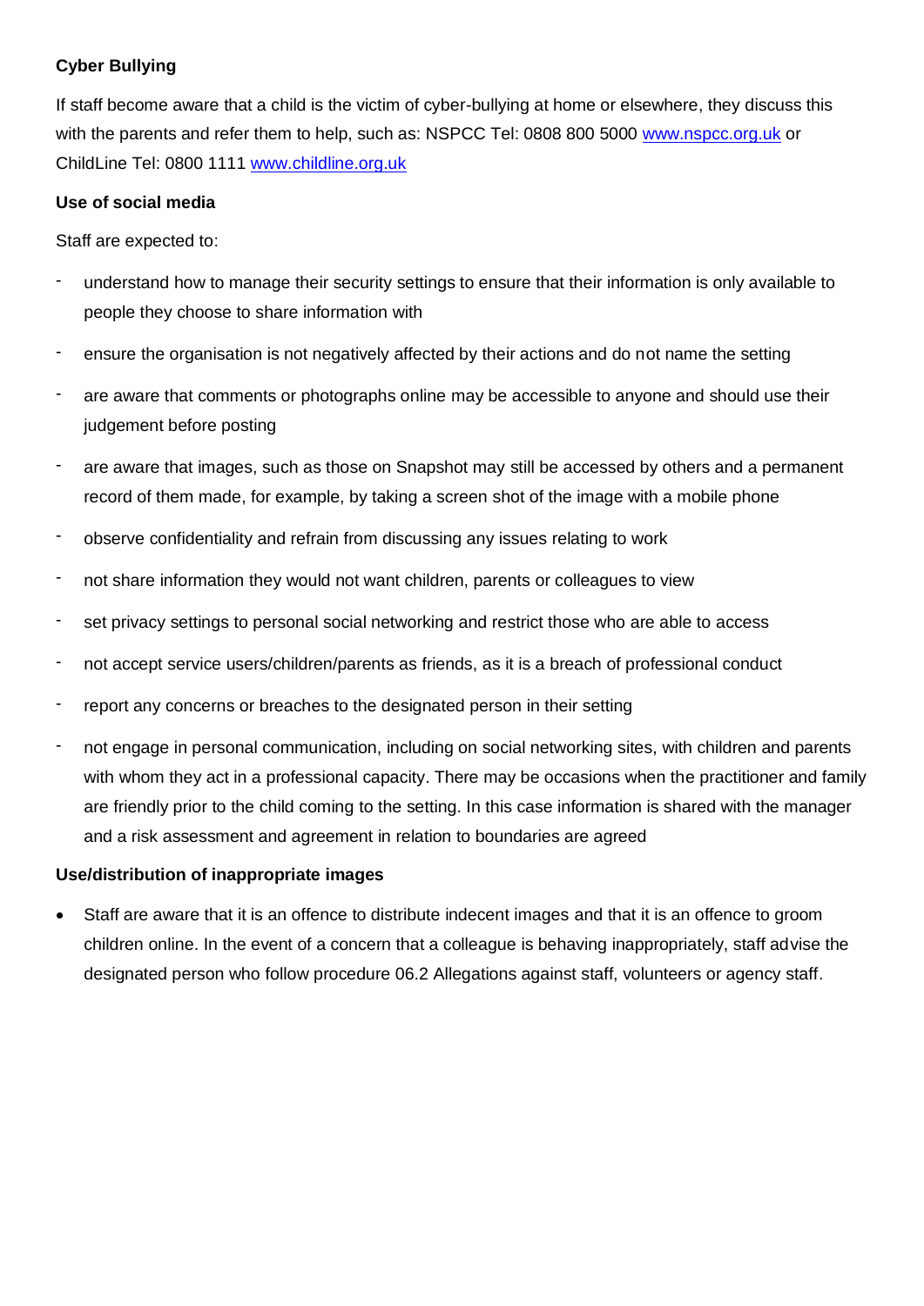**Cyber Bullying**

If staff become aware that a child is the victim of cyber-bullying at home or elsewhere, they discuss this with the parents and refer them to help, such as: NSPCC Tel: 0808 800 5000 [www.nspcc.org.uk](http://www.nspcc.org.uk) or ChildLine Tel: 0800 1111 [www.childline.org.uk](http://www.childline.org.uk)

**Use of social media**

Staff are expected to:

- understand how to manage their security settings to ensure that their information is only available to people they choose to share information with
- ensure the organisation is not negatively affected by their actions and do not name the setting
- are aware that comments or photographs online may be accessible to anyone and should use their judgement before posting
- are aware that images, such as those on Snapshot may still be accessed by others and a permanent record of them made, for example, by taking a screen shot of the image with a mobile phone
- observe confidentiality and refrain from discussing any issues relating to work
- not share information they would not want children, parents or colleagues to view
- set privacy settings to personal social networking and restrict those who are able to access
- not accept service users/children/parents as friends, as it is a breach of professional conduct
- report any concerns or breaches to the designated person in their setting
- not engage in personal communication, including on social networking sites, with children and parents with whom they act in a professional capacity. There may be occasions when the practitioner and family are friendly prior to the child coming to the setting. In this case information is shared with the manager and a risk assessment and agreement in relation to boundaries are agreed

**Use/distribution of inappropriate images**

- Staff are aware that it is an offence to distribute indecent images and that it is an offence to groom children online. In the event of a concern that a colleague is behaving inappropriately, staff advise the designated person who follow procedure 06.2 Allegations against staff, volunteers or agency staff.